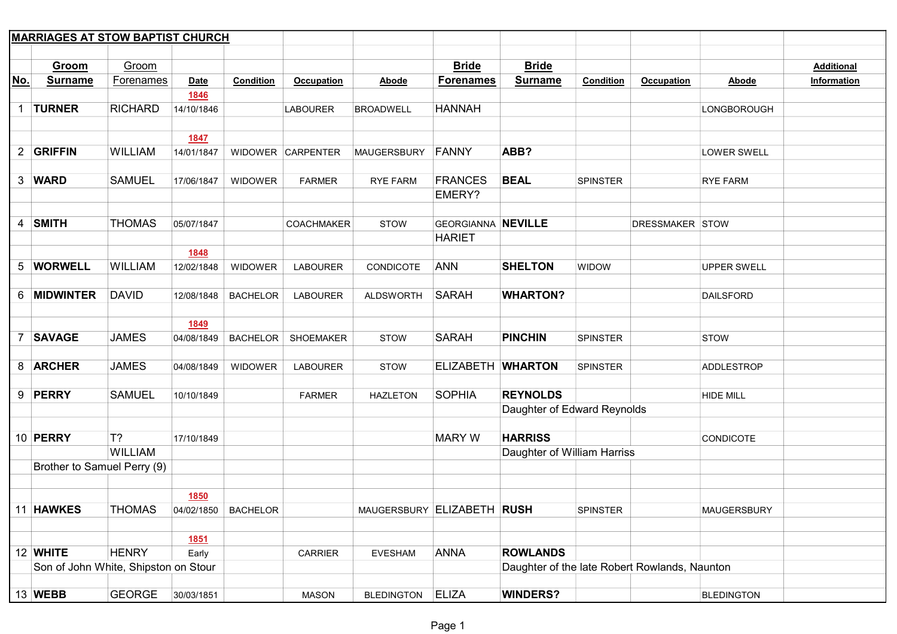## MARRIAGES AT STOW BAPTIST CHURCH

| No. | Groom Surname | Groom Forenames | Date | Condition | Occupation | Abode | Bride Forenames | Bride Surname | Condition | Occupation | Abode | Additional Information |
|---|---|---|---|---|---|---|---|---|---|---|---|---|
| | | | **1846** | | | | | | | | | |
| 1 | **TURNER** | RICHARD | 14/10/1846 | | LABOURER | BROADWELL | HANNAH | | | | LONGBOROUGH | |
| | | | **1847** | | | | | | | | | |
| 2 | **GRIFFIN** | WILLIAM | 14/01/1847 | WIDOWER | CARPENTER | MAUGERSBURY | FANNY | **ABB?** | | | LOWER SWELL | |
| 3 | **WARD** | SAMUEL | 17/06/1847 | WIDOWER | FARMER | RYE FARM | FRANCES EMERY? | **BEAL** | SPINSTER | | RYE FARM | |
| 4 | **SMITH** | THOMAS | 05/07/1847 | | COACHMAKER | STOW | GEORGIANNA HARIET | **NEVILLE** | | DRESSMAKER | STOW | |
| | | | **1848** | | | | | | | | | |
| 5 | **WORWELL** | WILLIAM | 12/02/1848 | WIDOWER | LABOURER | CONDICOTE | ANN | **SHELTON** | WIDOW | | UPPER SWELL | |
| 6 | **MIDWINTER** | DAVID | 12/08/1848 | BACHELOR | LABOURER | ALDSWORTH | SARAH | **WHARTON?** | | | DAILSFORD | |
| | | | **1849** | | | | | | | | | |
| 7 | **SAVAGE** | JAMES | 04/08/1849 | BACHELOR | SHOEMAKER | STOW | SARAH | **PINCHIN** | SPINSTER | | STOW | |
| 8 | **ARCHER** | JAMES | 04/08/1849 | WIDOWER | LABOURER | STOW | ELIZABETH | **WHARTON** | SPINSTER | | ADDLESTROP | |
| 9 | **PERRY** | SAMUEL | 10/10/1849 | | FARMER | HAZLETON | SOPHIA | **REYNOLDS** | | | HIDE MILL | |
| | | | | | | | | Daughter of Edward Reynolds | | | | |
| 10 | **PERRY** | T? WILLIAM | 17/10/1849 | | | | MARY W | **HARRISS** | | | CONDICOTE | |
| | Brother to Samuel Perry (9) | | | | | | | Daughter of William Harriss | | | | |
| | | | **1850** | | | | | | | | | |
| 11 | **HAWKES** | THOMAS | 04/02/1850 | BACHELOR | | MAUGERSBURY | ELIZABETH | **RUSH** | SPINSTER | | MAUGERSBURY | |
| | | | **1851** | | | | | | | | | |
| 12 | **WHITE** | HENRY | Early | | CARRIER | EVESHAM | ANNA | **ROWLANDS** | | | | |
| | Son of John White, Shipston on Stour | | | | | | | Daughter of the late Robert Rowlands, Naunton | | | | |
| 13 | **WEBB** | GEORGE | 30/03/1851 | | MASON | BLEDINGTON | ELIZA | **WINDERS?** | | | BLEDINGTON | |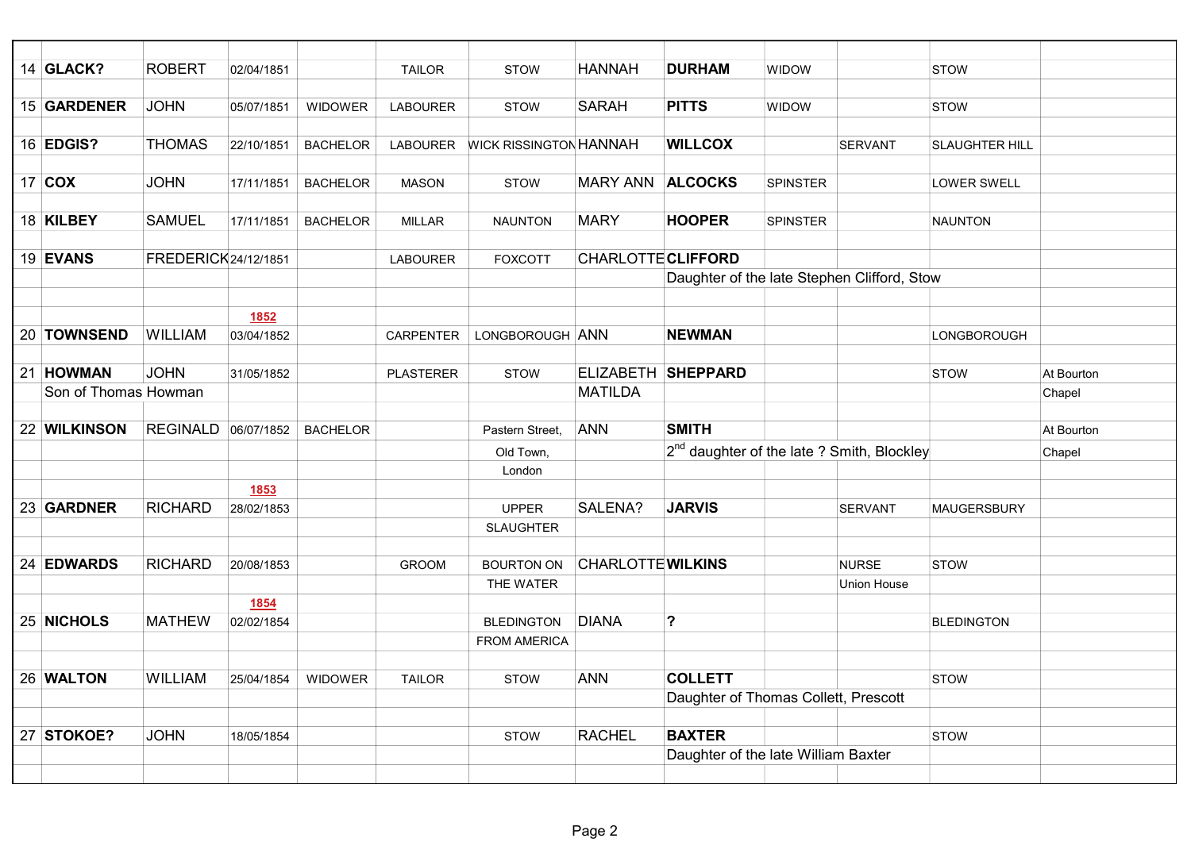| | | | | | | | | | | | | |
|---|---|---|---|---|---|---|---|---|---|---|---|---|
| 14 | **GLACK?** | ROBERT | 02/04/1851 | | TAILOR | STOW | HANNAH | **DURHAM** | WIDOW | | STOW | |
| 15 | **GARDENER** | JOHN | 05/07/1851 | WIDOWER | LABOURER | STOW | SARAH | **PITTS** | WIDOW | | STOW | |
| 16 | **EDGIS?** | THOMAS | 22/10/1851 | BACHELOR | LABOURER | WICK RISSINGTON | HANNAH | **WILLCOX** | | SERVANT | SLAUGHTER HILL | |
| 17 | **COX** | JOHN | 17/11/1851 | BACHELOR | MASON | STOW | MARY ANN | **ALCOCKS** | SPINSTER | | LOWER SWELL | |
| 18 | **KILBEY** | SAMUEL | 17/11/1851 | BACHELOR | MILLAR | NAUNTON | MARY | **HOOPER** | SPINSTER | | NAUNTON | |
| 19 | **EVANS** | FREDERICK | 24/12/1851 | | LABOURER | FOXCOTT | CHARLOTTE | **CLIFFORD** | | | | |
| | | | | | | | | Daughter of the late Stephen Clifford, Stow | | | | |
| | | | **1852** | | | | | | | | | |
| 20 | **TOWNSEND** | WILLIAM | 03/04/1852 | | CARPENTER | LONGBOROUGH | ANN | **NEWMAN** | | | LONGBOROUGH | |
| 21 | **HOWMAN** | JOHN | 31/05/1852 | | PLASTERER | STOW | ELIZABETH | **SHEPPARD** | | | STOW | At Bourton |
| | Son of Thomas Howman | | | | | | MATILDA | | | | | Chapel |
| 22 | **WILKINSON** | REGINALD | 06/07/1852 | BACHELOR | | Pastern Street, | ANN | **SMITH** | | | | At Bourton |
| | | | | | | Old Town, | | 2nd daughter of the late ? Smith, Blockley | | | | Chapel |
| | | | | | | London | | | | | | |
| | | | **1853** | | | | | | | | | |
| 23 | **GARDNER** | RICHARD | 28/02/1853 | | | UPPER | SALENA? | **JARVIS** | | SERVANT | MAUGERSBURY | |
| | | | | | | SLAUGHTER | | | | | | |
| 24 | **EDWARDS** | RICHARD | 20/08/1853 | | GROOM | BOURTON ON | CHARLOTTE | **WILKINS** | | NURSE | STOW | |
| | | | | | | THE WATER | | | | Union House | | |
| | | | **1854** | | | | | | | | | |
| 25 | **NICHOLS** | MATHEW | 02/02/1854 | | | BLEDINGTON | DIANA | **?** | | | BLEDINGTON | |
| | | | | | | FROM AMERICA | | | | | | |
| 26 | **WALTON** | WILLIAM | 25/04/1854 | WIDOWER | TAILOR | STOW | ANN | **COLLETT** | | | STOW | |
| | | | | | | | | Daughter of Thomas Collett, Prescott | | | | |
| 27 | **STOKOE?** | JOHN | 18/05/1854 | | | STOW | RACHEL | **BAXTER** | | | STOW | |
| | | | | | | | | Daughter of the late William Baxter | | | | |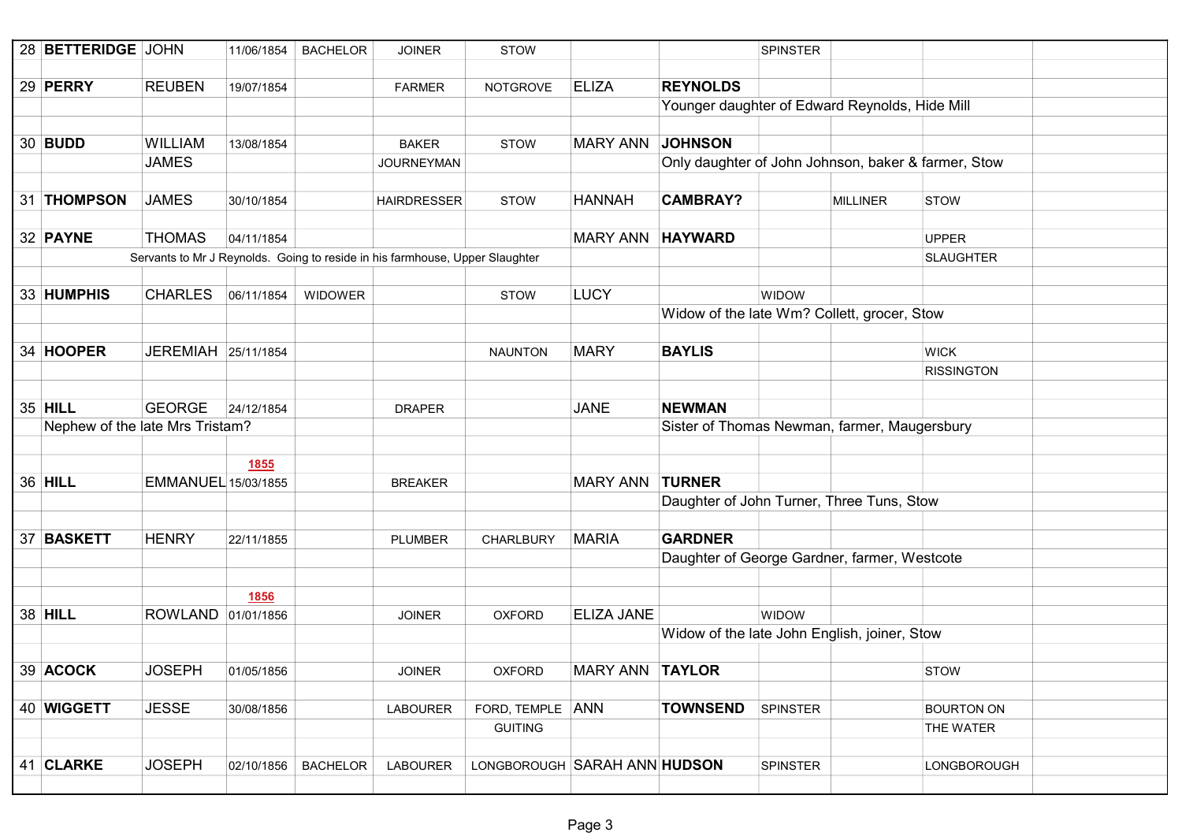| No. | Surname | Forename | Date | Status | Occupation | Residence | Bride Forename | Bride Surname | Status | Occupation | Residence | |
|---|---|---|---|---|---|---|---|---|---|---|---|---|
| 28 | **BETTERIDGE** | JOHN | 11/06/1854 | BACHELOR | JOINER | STOW | | | SPINSTER | | | |
| 29 | **PERRY** | REUBEN | 19/07/1854 | | FARMER | NOTGROVE | ELIZA | **REYNOLDS** | | | | |
| | | | | | | | | Younger daughter of Edward Reynolds, Hide Mill | | | | |
| 30 | **BUDD** | WILLIAM | 13/08/1854 | | BAKER | STOW | MARY ANN | **JOHNSON** | | | | |
| | | JAMES | | | JOURNEYMAN | | | Only daughter of John Johnson, baker & farmer, Stow | | | | |
| 31 | **THOMPSON** | JAMES | 30/10/1854 | | HAIRDRESSER | STOW | HANNAH | **CAMBRAY?** | | MILLINER | STOW | |
| 32 | **PAYNE** | THOMAS | 04/11/1854 | | | | MARY ANN | **HAYWARD** | | | UPPER SLAUGHTER | |
| | Servants to Mr J Reynolds. Going to reside in his farmhouse, Upper Slaughter | | | | | | | | | | | |
| 33 | **HUMPHIS** | CHARLES | 06/11/1854 | WIDOWER | | STOW | LUCY | | WIDOW | | | |
| | | | | | | | | Widow of the late Wm? Collett, grocer, Stow | | | | |
| 34 | **HOOPER** | JEREMIAH | 25/11/1854 | | | NAUNTON | MARY | **BAYLIS** | | | WICK RISSINGTON | |
| 35 | **HILL** | GEORGE | 24/12/1854 | | DRAPER | | JANE | **NEWMAN** | | | | |
| | Nephew of the late Mrs Tristam? | | | | | | | Sister of Thomas Newman, farmer, Maugersbury | | | | |
| | | | **1855** | | | | | | | | | |
| 36 | **HILL** | EMMANUEL | 15/03/1855 | | BREAKER | | MARY ANN | **TURNER** | | | | |
| | | | | | | | | Daughter of John Turner, Three Tuns, Stow | | | | |
| 37 | **BASKETT** | HENRY | 22/11/1855 | | PLUMBER | CHARLBURY | MARIA | **GARDNER** | | | | |
| | | | | | | | | Daughter of George Gardner, farmer, Westcote | | | | |
| | | | **1856** | | | | | | | | | |
| 38 | **HILL** | ROWLAND | 01/01/1856 | | JOINER | OXFORD | ELIZA JANE | | WIDOW | | | |
| | | | | | | | | Widow of the late John English, joiner, Stow | | | | |
| 39 | **ACOCK** | JOSEPH | 01/05/1856 | | JOINER | OXFORD | MARY ANN | **TAYLOR** | | | STOW | |
| 40 | **WIGGETT** | JESSE | 30/08/1856 | | LABOURER | FORD, TEMPLE GUITING | ANN | **TOWNSEND** | SPINSTER | | BOURTON ON THE WATER | |
| 41 | **CLARKE** | JOSEPH | 02/10/1856 | BACHELOR | LABOURER | LONGBOROUGH | SARAH ANN | **HUDSON** | SPINSTER | | LONGBOROUGH | |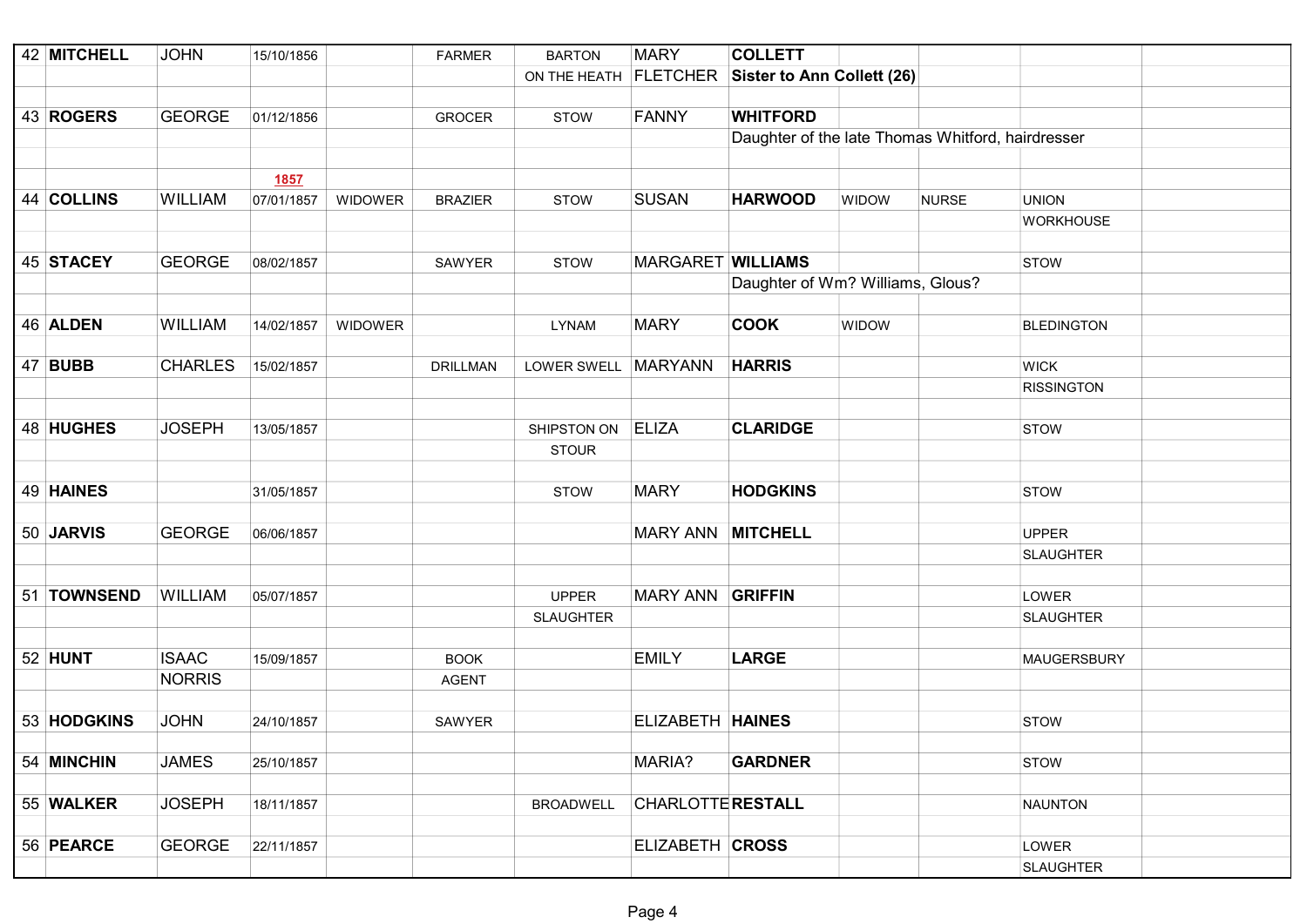| No. | Surname | Forename | Date | Status | Occupation | Residence | Bride Forename | Bride Surname | Status | Occupation | Residence | |
|---|---|---|---|---|---|---|---|---|---|---|---|---|
| 42 | **MITCHELL** | JOHN | 15/10/1856 | | FARMER | BARTON ON THE HEATH | MARY FLETCHER | **COLLETT** **Sister to Ann Collett (26)** | | | | |
| 43 | **ROGERS** | GEORGE | 01/12/1856 | | GROCER | STOW | FANNY | **WHITFORD** | | | | |
| | | | | | | | | Daughter of the late Thomas Whitford, hairdresser | | | | |
| | | | **1857** | | | | | | | | | |
| 44 | **COLLINS** | WILLIAM | 07/01/1857 | WIDOWER | BRAZIER | STOW | SUSAN | **HARWOOD** | WIDOW | NURSE | UNION WORKHOUSE | |
| 45 | **STACEY** | GEORGE | 08/02/1857 | | SAWYER | STOW | MARGARET | **WILLIAMS** | | | STOW | |
| | | | | | | | | Daughter of Wm? Williams, Glous? | | | | |
| 46 | **ALDEN** | WILLIAM | 14/02/1857 | WIDOWER | | LYNAM | MARY | **COOK** | WIDOW | | BLEDINGTON | |
| 47 | **BUBB** | CHARLES | 15/02/1857 | | DRILLMAN | LOWER SWELL | MARYANN | **HARRIS** | | | WICK RISSINGTON | |
| 48 | **HUGHES** | JOSEPH | 13/05/1857 | | | SHIPSTON ON STOUR | ELIZA | **CLARIDGE** | | | STOW | |
| 49 | **HAINES** | | 31/05/1857 | | | STOW | MARY | **HODGKINS** | | | STOW | |
| 50 | **JARVIS** | GEORGE | 06/06/1857 | | | | MARY ANN | **MITCHELL** | | | UPPER SLAUGHTER | |
| 51 | **TOWNSEND** | WILLIAM | 05/07/1857 | | | UPPER SLAUGHTER | MARY ANN | **GRIFFIN** | | | LOWER SLAUGHTER | |
| 52 | **HUNT** | ISAAC NORRIS | 15/09/1857 | | BOOK AGENT | | EMILY | **LARGE** | | | MAUGERSBURY | |
| 53 | **HODGKINS** | JOHN | 24/10/1857 | | SAWYER | | ELIZABETH | **HAINES** | | | STOW | |
| 54 | **MINCHIN** | JAMES | 25/10/1857 | | | | MARIA? | **GARDNER** | | | STOW | |
| 55 | **WALKER** | JOSEPH | 18/11/1857 | | | BROADWELL | CHARLOTTE | **RESTALL** | | | NAUNTON | |
| 56 | **PEARCE** | GEORGE | 22/11/1857 | | | | ELIZABETH | **CROSS** | | | LOWER SLAUGHTER | |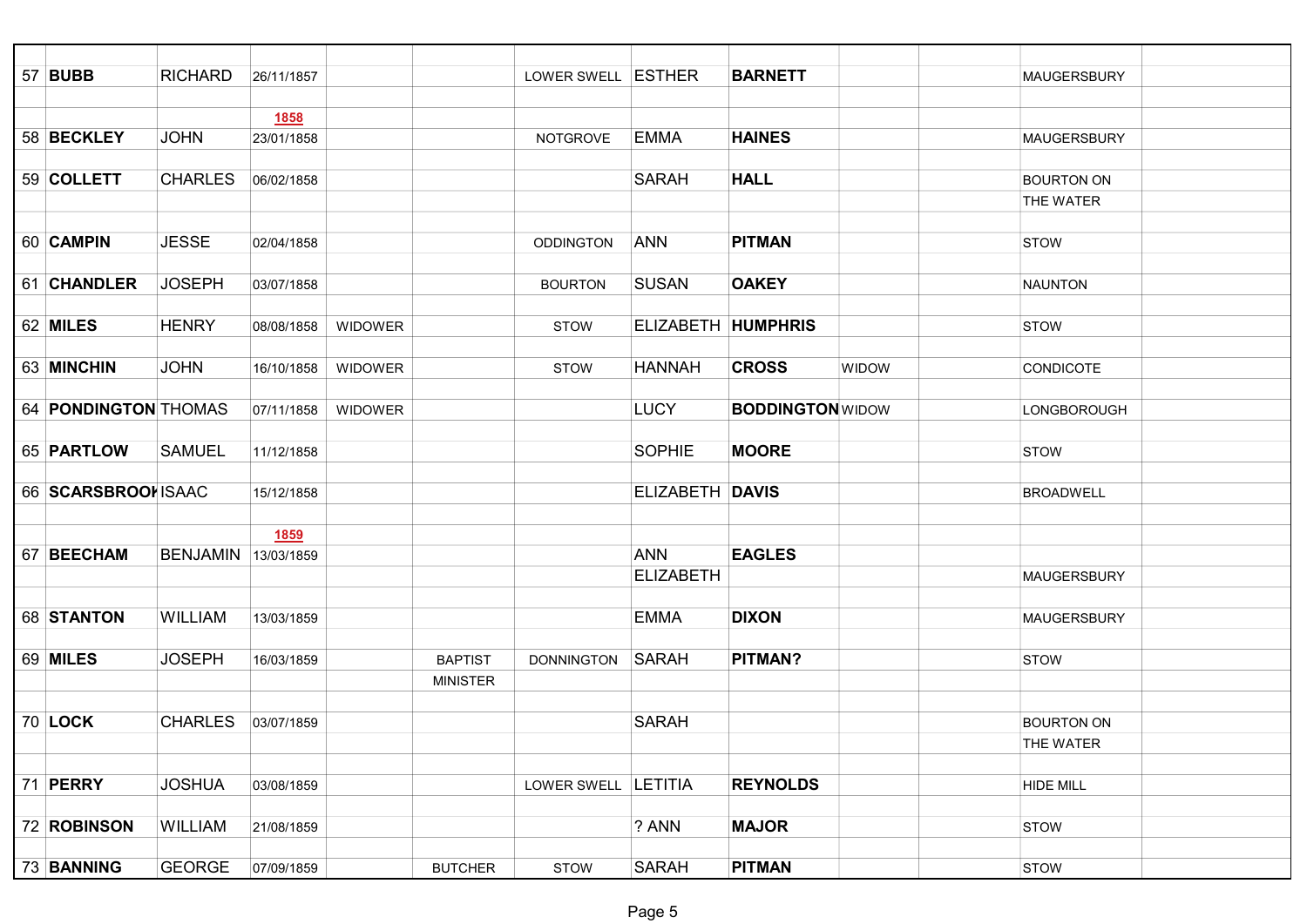| | | | | | | | | | | | | |
|---|---|---|---|---|---|---|---|---|---|---|---|---|
| 57 | **BUBB** | RICHARD | 26/11/1857 | | | LOWER SWELL | ESTHER | **BARNETT** | | | MAUGERSBURY | |
| | | | **1858** | | | | | | | | | |
| 58 | **BECKLEY** | JOHN | 23/01/1858 | | | NOTGROVE | EMMA | **HAINES** | | | MAUGERSBURY | |
| 59 | **COLLETT** | CHARLES | 06/02/1858 | | | | SARAH | **HALL** | | | BOURTON ON THE WATER | |
| 60 | **CAMPIN** | JESSE | 02/04/1858 | | | ODDINGTON | ANN | **PITMAN** | | | STOW | |
| 61 | **CHANDLER** | JOSEPH | 03/07/1858 | | | BOURTON | SUSAN | **OAKEY** | | | NAUNTON | |
| 62 | **MILES** | HENRY | 08/08/1858 | WIDOWER | | STOW | ELIZABETH | **HUMPHRIS** | | | STOW | |
| 63 | **MINCHIN** | JOHN | 16/10/1858 | WIDOWER | | STOW | HANNAH | **CROSS** | WIDOW | | CONDICOTE | |
| 64 | **PONDINGTON** | THOMAS | 07/11/1858 | WIDOWER | | | LUCY | **BODDINGTON** | WIDOW | | LONGBOROUGH | |
| 65 | **PARTLOW** | SAMUEL | 11/12/1858 | | | | SOPHIE | **MOORE** | | | STOW | |
| 66 | **SCARSBROOK** | ISAAC | 15/12/1858 | | | | ELIZABETH | **DAVIS** | | | BROADWELL | |
| | | | **1859** | | | | | | | | | |
| 67 | **BEECHAM** | BENJAMIN | 13/03/1859 | | | | ANN ELIZABETH | **EAGLES** | | | MAUGERSBURY | |
| 68 | **STANTON** | WILLIAM | 13/03/1859 | | | | EMMA | **DIXON** | | | MAUGERSBURY | |
| 69 | **MILES** | JOSEPH | 16/03/1859 | | BAPTIST MINISTER | DONNINGTON | SARAH | **PITMAN?** | | | STOW | |
| 70 | **LOCK** | CHARLES | 03/07/1859 | | | | SARAH | | | | BOURTON ON THE WATER | |
| 71 | **PERRY** | JOSHUA | 03/08/1859 | | | LOWER SWELL | LETITIA | **REYNOLDS** | | | HIDE MILL | |
| 72 | **ROBINSON** | WILLIAM | 21/08/1859 | | | | ? ANN | **MAJOR** | | | STOW | |
| 73 | **BANNING** | GEORGE | 07/09/1859 | | BUTCHER | STOW | SARAH | **PITMAN** | | | STOW | |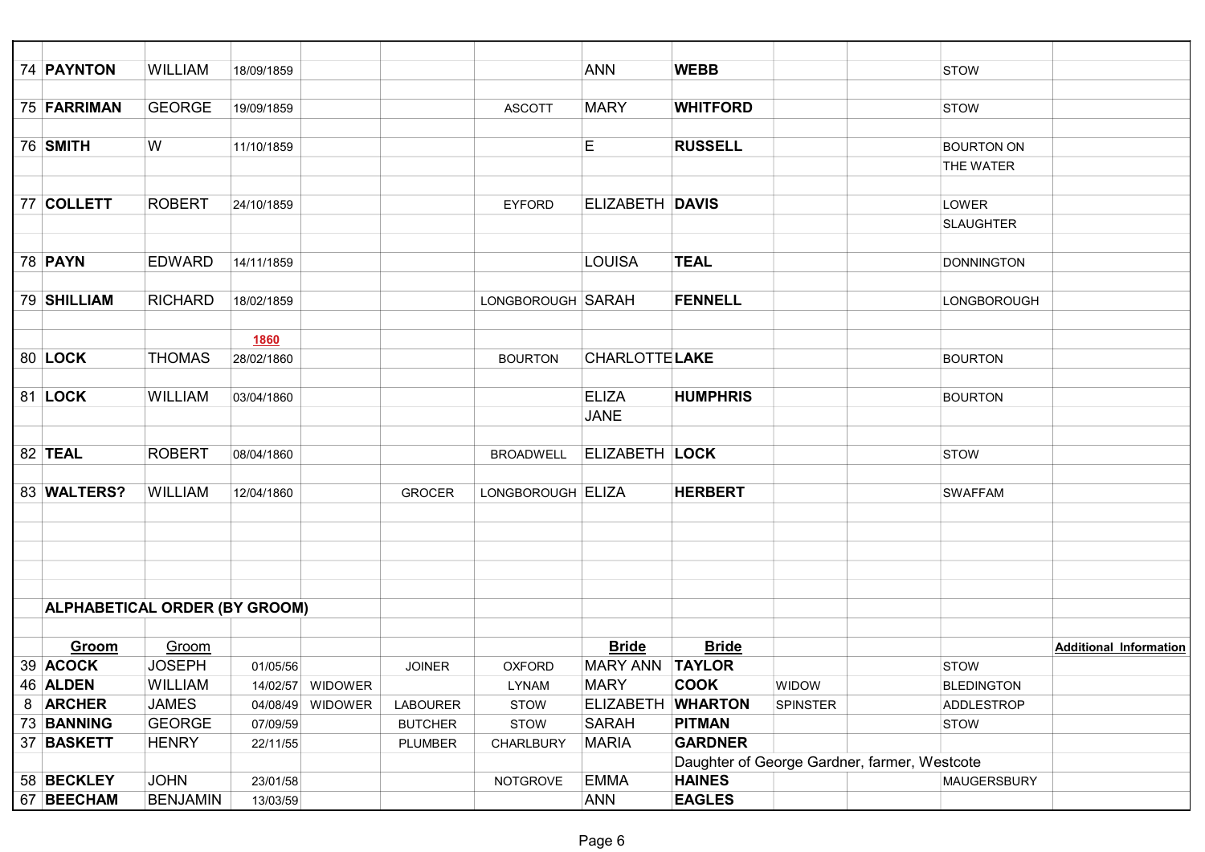| | | | | | | | | | | | | |
|---|---|---|---|---|---|---|---|---|---|---|---|---|
| 74 | **PAYNTON** | WILLIAM | 18/09/1859 | | | | ANN | **WEBB** | | | STOW | |
| 75 | **FARRIMAN** | GEORGE | 19/09/1859 | | | ASCOTT | MARY | **WHITFORD** | | | STOW | |
| 76 | **SMITH** | W | 11/10/1859 | | | | E | **RUSSELL** | | | BOURTON ON THE WATER | |
| 77 | **COLLETT** | ROBERT | 24/10/1859 | | | EYFORD | ELIZABETH | **DAVIS** | | | LOWER SLAUGHTER | |
| 78 | **PAYN** | EDWARD | 14/11/1859 | | | | LOUISA | **TEAL** | | | DONNINGTON | |
| 79 | **SHILLIAM** | RICHARD | 18/02/1859 | | | LONGBOROUGH | SARAH | **FENNELL** | | | LONGBOROUGH | |
| | | | **1860** | | | | | | | | | |
| 80 | **LOCK** | THOMAS | 28/02/1860 | | | BOURTON | CHARLOTTE | **LAKE** | | | BOURTON | |
| 81 | **LOCK** | WILLIAM | 03/04/1860 | | | | ELIZA JANE | **HUMPHRIS** | | | BOURTON | |
| 82 | **TEAL** | ROBERT | 08/04/1860 | | | BROADWELL | ELIZABETH | **LOCK** | | | STOW | |
| 83 | **WALTERS?** | WILLIAM | 12/04/1860 | | GROCER | LONGBOROUGH | ELIZA | **HERBERT** | | | SWAFFAM | |

**ALPHABETICAL ORDER (BY GROOM)**

| | Groom | Groom | | | | | Bride | Bride | | | | Additional Information |
|---|---|---|---|---|---|---|---|---|---|---|---|---|
| 39 | **ACOCK** | JOSEPH | 01/05/56 | | JOINER | OXFORD | MARY ANN | **TAYLOR** | | | STOW | |
| 46 | **ALDEN** | WILLIAM | 14/02/57 | WIDOWER | | LYNAM | MARY | **COOK** | WIDOW | | BLEDINGTON | |
| 8 | **ARCHER** | JAMES | 04/08/49 | WIDOWER | LABOURER | STOW | ELIZABETH | **WHARTON** | SPINSTER | | ADDLESTROP | |
| 73 | **BANNING** | GEORGE | 07/09/59 | | BUTCHER | STOW | SARAH | **PITMAN** | | | STOW | |
| 37 | **BASKETT** | HENRY | 22/11/55 | | PLUMBER | CHARLBURY | MARIA | **GARDNER** | | | | |
| | | | | | | | | Daughter of George Gardner, farmer, Westcote | | | | |
| 58 | **BECKLEY** | JOHN | 23/01/58 | | | NOTGROVE | EMMA | **HAINES** | | | MAUGERSBURY | |
| 67 | **BEECHAM** | BENJAMIN | 13/03/59 | | | | ANN | **EAGLES** | | | | |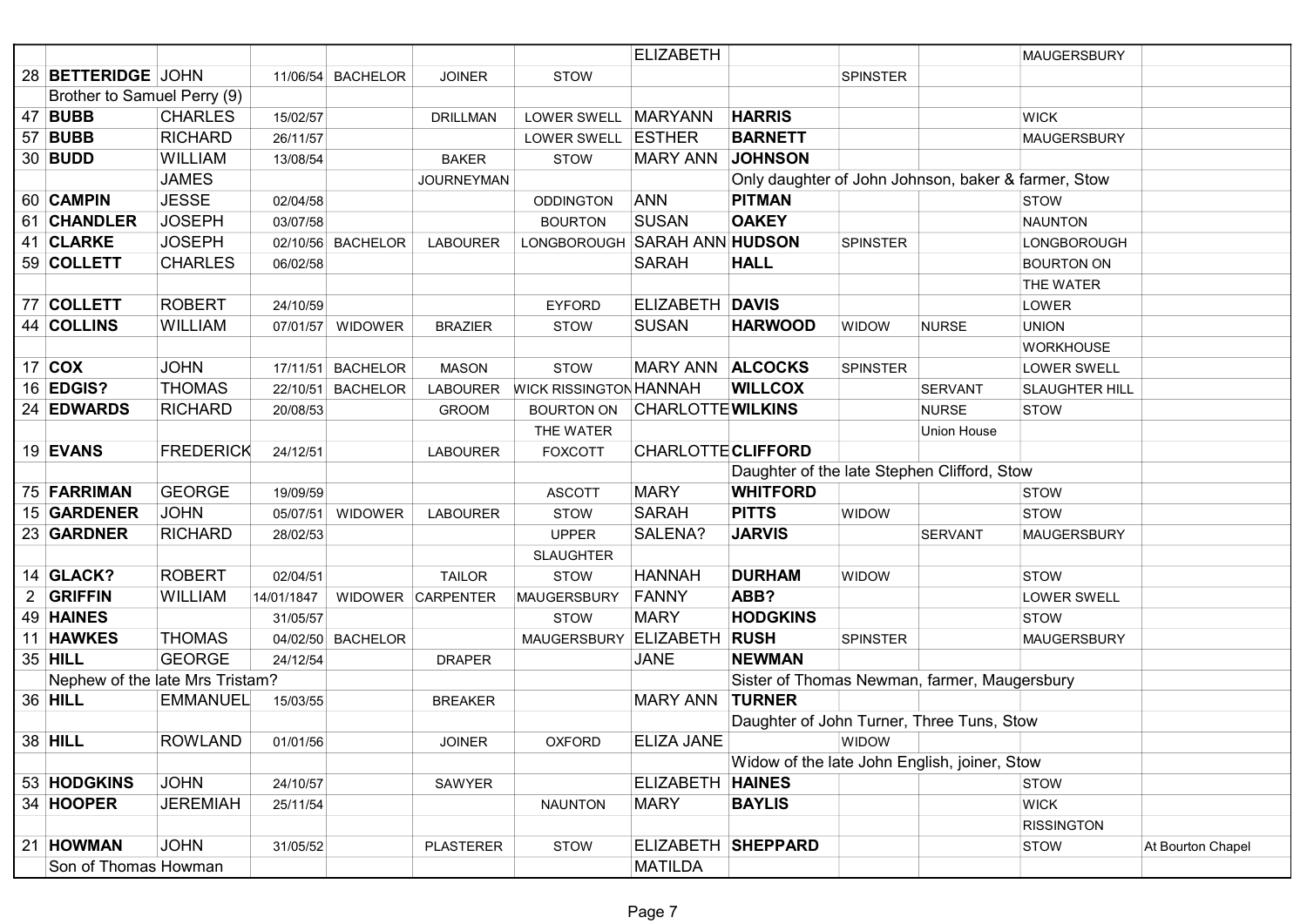| | | | | | | | | | | | | |
|---|---|---|---|---|---|---|---|---|---|---|---|---|
| | | | | | | | ELIZABETH | | | | MAUGERSBURY | |
| 28 | **BETTERIDGE** | JOHN | 11/06/54 | BACHELOR | JOINER | STOW | | | SPINSTER | | | |
| | Brother to Samuel Perry (9) | | | | | | | | | | | |
| 47 | **BUBB** | CHARLES | 15/02/57 | | DRILLMAN | LOWER SWELL | MARYANN | **HARRIS** | | | WICK | |
| 57 | **BUBB** | RICHARD | 26/11/57 | | | LOWER SWELL | ESTHER | **BARNETT** | | | MAUGERSBURY | |
| 30 | **BUDD** | WILLIAM | 13/08/54 | | BAKER | STOW | MARY ANN | **JOHNSON** | | | | |
| | | JAMES | | | JOURNEYMAN | | | Only daughter of John Johnson, baker & farmer, Stow | | | | |
| 60 | **CAMPIN** | JESSE | 02/04/58 | | | ODDINGTON | ANN | **PITMAN** | | | STOW | |
| 61 | **CHANDLER** | JOSEPH | 03/07/58 | | | BOURTON | SUSAN | **OAKEY** | | | NAUNTON | |
| 41 | **CLARKE** | JOSEPH | 02/10/56 | BACHELOR | LABOURER | LONGBOROUGH | SARAH ANN | **HUDSON** | SPINSTER | | LONGBOROUGH | |
| 59 | **COLLETT** | CHARLES | 06/02/58 | | | | SARAH | **HALL** | | | BOURTON ON | |
| | | | | | | | | | | | THE WATER | |
| 77 | **COLLETT** | ROBERT | 24/10/59 | | | EYFORD | ELIZABETH | **DAVIS** | | | LOWER | |
| 44 | **COLLINS** | WILLIAM | 07/01/57 | WIDOWER | BRAZIER | STOW | SUSAN | **HARWOOD** | WIDOW | NURSE | UNION | |
| | | | | | | | | | | | WORKHOUSE | |
| 17 | **COX** | JOHN | 17/11/51 | BACHELOR | MASON | STOW | MARY ANN | **ALCOCKS** | SPINSTER | | LOWER SWELL | |
| 16 | **EDGIS?** | THOMAS | 22/10/51 | BACHELOR | LABOURER | WICK RISSINGTON | HANNAH | **WILLCOX** | | SERVANT | SLAUGHTER HILL | |
| 24 | **EDWARDS** | RICHARD | 20/08/53 | | GROOM | BOURTON ON | CHARLOTTE | **WILKINS** | | NURSE | STOW | |
| | | | | | | THE WATER | | | | Union House | | |
| 19 | **EVANS** | FREDERICK | 24/12/51 | | LABOURER | FOXCOTT | CHARLOTTE | **CLIFFORD** | | | | |
| | | | | | | | | Daughter of the late Stephen Clifford, Stow | | | | |
| 75 | **FARRIMAN** | GEORGE | 19/09/59 | | | ASCOTT | MARY | **WHITFORD** | | | STOW | |
| 15 | **GARDENER** | JOHN | 05/07/51 | WIDOWER | LABOURER | STOW | SARAH | **PITTS** | WIDOW | | STOW | |
| 23 | **GARDNER** | RICHARD | 28/02/53 | | | UPPER | SALENA? | **JARVIS** | | SERVANT | MAUGERSBURY | |
| | | | | | | SLAUGHTER | | | | | | |
| 14 | **GLACK?** | ROBERT | 02/04/51 | | TAILOR | STOW | HANNAH | **DURHAM** | WIDOW | | STOW | |
| 2 | **GRIFFIN** | WILLIAM | 14/01/1847 | WIDOWER | CARPENTER | MAUGERSBURY | FANNY | **ABB?** | | | LOWER SWELL | |
| 49 | **HAINES** | | 31/05/57 | | | STOW | MARY | **HODGKINS** | | | STOW | |
| 11 | **HAWKES** | THOMAS | 04/02/50 | BACHELOR | | MAUGERSBURY | ELIZABETH | **RUSH** | SPINSTER | | MAUGERSBURY | |
| 35 | **HILL** | GEORGE | 24/12/54 | | DRAPER | | JANE | **NEWMAN** | | | | |
| | Nephew of the late Mrs Tristam? | | | | | | | Sister of Thomas Newman, farmer, Maugersbury | | | | |
| 36 | **HILL** | EMMANUEL | 15/03/55 | | BREAKER | | MARY ANN | **TURNER** | | | | |
| | | | | | | | | Daughter of John Turner, Three Tuns, Stow | | | | |
| 38 | **HILL** | ROWLAND | 01/01/56 | | JOINER | OXFORD | ELIZA JANE | | WIDOW | | | |
| | | | | | | | | Widow of the late John English, joiner, Stow | | | | |
| 53 | **HODGKINS** | JOHN | 24/10/57 | | SAWYER | | ELIZABETH | **HAINES** | | | STOW | |
| 34 | **HOOPER** | JEREMIAH | 25/11/54 | | | NAUNTON | MARY | **BAYLIS** | | | WICK | |
| | | | | | | | | | | | RISSINGTON | |
| 21 | **HOWMAN** | JOHN | 31/05/52 | | PLASTERER | STOW | ELIZABETH | **SHEPPARD** | | | STOW | At Bourton Chapel |
| | Son of Thomas Howman | | | | | | MATILDA | | | | | |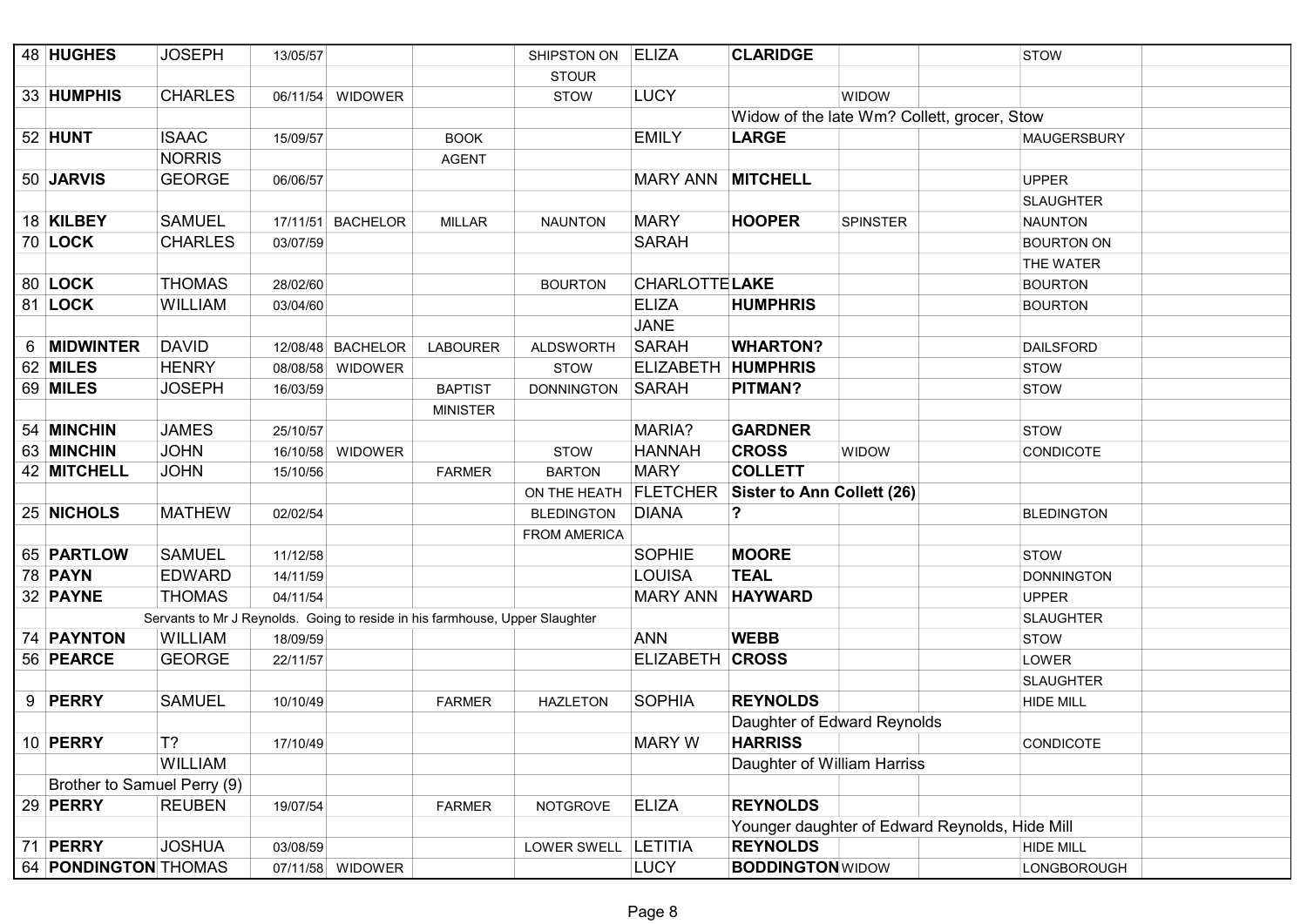| | | | | | | | | | | | | |
|---|---|---|---|---|---|---|---|---|---|---|---|---|
| 48 | **HUGHES** | JOSEPH | 13/05/57 | | | SHIPSTON ON | ELIZA | **CLARIDGE** | | | STOW | |
| | | | | | | STOUR | | | | | | |
| 33 | **HUMPHIS** | CHARLES | 06/11/54 | WIDOWER | | STOW | LUCY | | WIDOW | | | |
| | | | | | | | | Widow of the late Wm? Collett, grocer, Stow | | | | |
| 52 | **HUNT** | ISAAC | 15/09/57 | | BOOK | | EMILY | **LARGE** | | | MAUGERSBURY | |
| | | NORRIS | | | AGENT | | | | | | | |
| 50 | **JARVIS** | GEORGE | 06/06/57 | | | | MARY ANN | **MITCHELL** | | | UPPER | |
| | | | | | | | | | | | SLAUGHTER | |
| 18 | **KILBEY** | SAMUEL | 17/11/51 | BACHELOR | MILLAR | NAUNTON | MARY | **HOOPER** | SPINSTER | | NAUNTON | |
| 70 | **LOCK** | CHARLES | 03/07/59 | | | | SARAH | | | | BOURTON ON | |
| | | | | | | | | | | | THE WATER | |
| 80 | **LOCK** | THOMAS | 28/02/60 | | | BOURTON | CHARLOTTE | **LAKE** | | | BOURTON | |
| 81 | **LOCK** | WILLIAM | 03/04/60 | | | | ELIZA | **HUMPHRIS** | | | BOURTON | |
| | | | | | | | JANE | | | | | |
| 6 | **MIDWINTER** | DAVID | 12/08/48 | BACHELOR | LABOURER | ALDSWORTH | SARAH | **WHARTON?** | | | DAILSFORD | |
| 62 | **MILES** | HENRY | 08/08/58 | WIDOWER | | STOW | ELIZABETH | **HUMPHRIS** | | | STOW | |
| 69 | **MILES** | JOSEPH | 16/03/59 | | BAPTIST | DONNINGTON | SARAH | **PITMAN?** | | | STOW | |
| | | | | | MINISTER | | | | | | | |
| 54 | **MINCHIN** | JAMES | 25/10/57 | | | | MARIA? | **GARDNER** | | | STOW | |
| 63 | **MINCHIN** | JOHN | 16/10/58 | WIDOWER | | STOW | HANNAH | **CROSS** | WIDOW | | CONDICOTE | |
| 42 | **MITCHELL** | JOHN | 15/10/56 | | FARMER | BARTON | MARY | **COLLETT** | | | | |
| | | | | | | ON THE HEATH | FLETCHER | **Sister to Ann Collett (26)** | | | | |
| 25 | **NICHOLS** | MATHEW | 02/02/54 | | | BLEDINGTON | DIANA | **?** | | | BLEDINGTON | |
| | | | | | | FROM AMERICA | | | | | | |
| 65 | **PARTLOW** | SAMUEL | 11/12/58 | | | | SOPHIE | **MOORE** | | | STOW | |
| 78 | **PAYN** | EDWARD | 14/11/59 | | | | LOUISA | **TEAL** | | | DONNINGTON | |
| 32 | **PAYNE** | THOMAS | 04/11/54 | | | | MARY ANN | **HAYWARD** | | | UPPER | |
| | | Servants to Mr J Reynolds. Going to reside in his farmhouse, Upper Slaughter | | | | | | | | | SLAUGHTER | |
| 74 | **PAYNTON** | WILLIAM | 18/09/59 | | | | ANN | **WEBB** | | | STOW | |
| 56 | **PEARCE** | GEORGE | 22/11/57 | | | | ELIZABETH | **CROSS** | | | LOWER | |
| | | | | | | | | | | | SLAUGHTER | |
| 9 | **PERRY** | SAMUEL | 10/10/49 | | FARMER | HAZLETON | SOPHIA | **REYNOLDS** | | | HIDE MILL | |
| | | | | | | | | Daughter of Edward Reynolds | | | | |
| 10 | **PERRY** | T? | 17/10/49 | | | | MARY W | **HARRISS** | | | CONDICOTE | |
| | | WILLIAM | | | | | | Daughter of William Harriss | | | | |
| | Brother to Samuel Perry (9) | | | | | | | | | | | |
| 29 | **PERRY** | REUBEN | 19/07/54 | | FARMER | NOTGROVE | ELIZA | **REYNOLDS** | | | | |
| | | | | | | | | Younger daughter of Edward Reynolds, Hide Mill | | | | |
| 71 | **PERRY** | JOSHUA | 03/08/59 | | | LOWER SWELL | LETITIA | **REYNOLDS** | | | HIDE MILL | |
| 64 | **PONDINGTON** | THOMAS | 07/11/58 | WIDOWER | | | LUCY | **BODDINGTON** | WIDOW | | LONGBOROUGH | |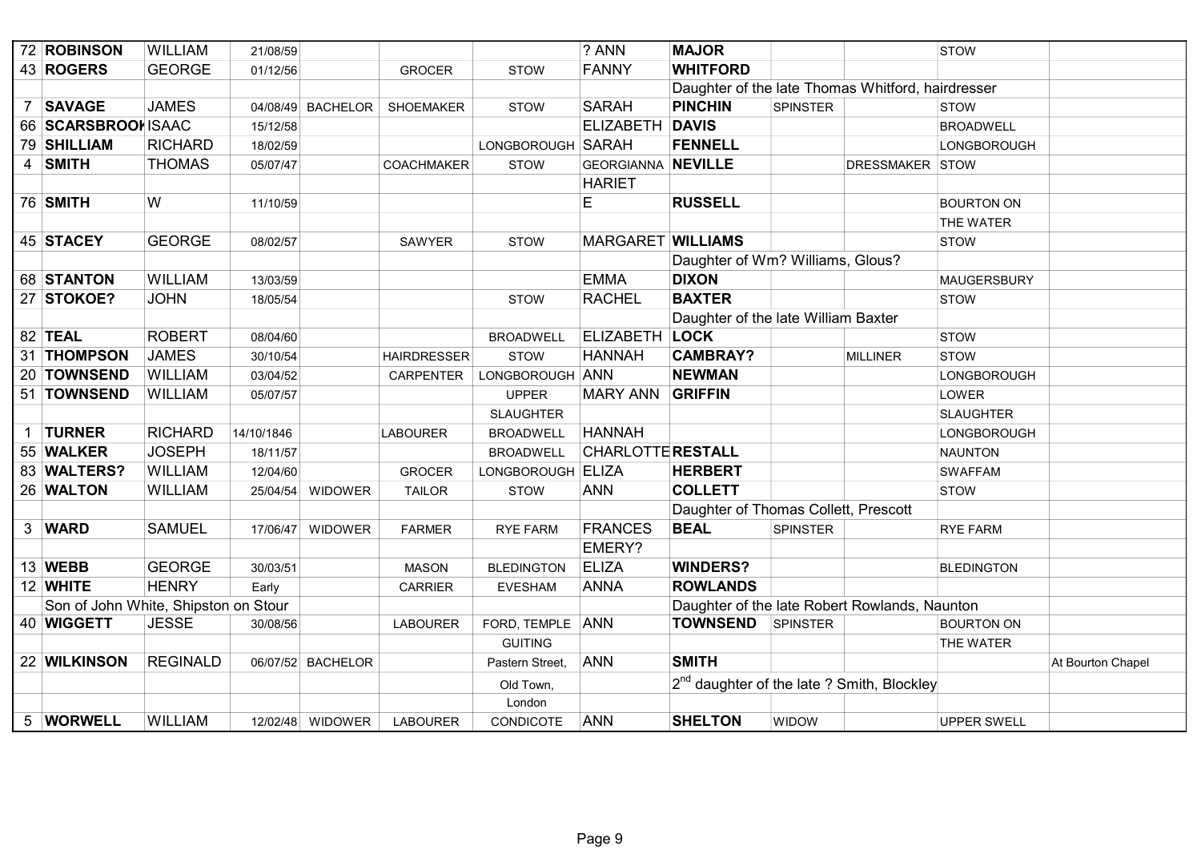| | | | | | | | | | | | | |
|---|---|---|---|---|---|---|---|---|---|---|---|---|
| 72 | **ROBINSON** | WILLIAM | 21/08/59 | | | | ? ANN | **MAJOR** | | | STOW | |
| 43 | **ROGERS** | GEORGE | 01/12/56 | | GROCER | STOW | FANNY | **WHITFORD** | | | | |
| | | | | | | | | Daughter of the late Thomas Whitford, hairdresser | | | | |
| 7 | **SAVAGE** | JAMES | 04/08/49 | BACHELOR | SHOEMAKER | STOW | SARAH | **PINCHIN** | SPINSTER | | STOW | |
| 66 | **SCARSBROOK** | ISAAC | 15/12/58 | | | | ELIZABETH | **DAVIS** | | | BROADWELL | |
| 79 | **SHILLIAM** | RICHARD | 18/02/59 | | | LONGBOROUGH | SARAH | **FENNELL** | | | LONGBOROUGH | |
| 4 | **SMITH** | THOMAS | 05/07/47 | | COACHMAKER | STOW | GEORGIANNA | **NEVILLE** | | DRESSMAKER | STOW | |
| | | | | | | | HARIET | | | | | |
| 76 | **SMITH** | W | 11/10/59 | | | | E | **RUSSELL** | | | BOURTON ON | |
| | | | | | | | | | | | THE WATER | |
| 45 | **STACEY** | GEORGE | 08/02/57 | | SAWYER | STOW | MARGARET | **WILLIAMS** | | | STOW | |
| | | | | | | | | Daughter of Wm? Williams, Glous? | | | | |
| 68 | **STANTON** | WILLIAM | 13/03/59 | | | | EMMA | **DIXON** | | | MAUGERSBURY | |
| 27 | **STOKOE?** | JOHN | 18/05/54 | | | STOW | RACHEL | **BAXTER** | | | STOW | |
| | | | | | | | | Daughter of the late William Baxter | | | | |
| 82 | **TEAL** | ROBERT | 08/04/60 | | | BROADWELL | ELIZABETH | **LOCK** | | | STOW | |
| 31 | **THOMPSON** | JAMES | 30/10/54 | | HAIRDRESSER | STOW | HANNAH | **CAMBRAY?** | | MILLINER | STOW | |
| 20 | **TOWNSEND** | WILLIAM | 03/04/52 | | CARPENTER | LONGBOROUGH | ANN | **NEWMAN** | | | LONGBOROUGH | |
| 51 | **TOWNSEND** | WILLIAM | 05/07/57 | | | UPPER | MARY ANN | **GRIFFIN** | | | LOWER | |
| | | | | | | SLAUGHTER | | | | | SLAUGHTER | |
| 1 | **TURNER** | RICHARD | 14/10/1846 | | LABOURER | BROADWELL | HANNAH | | | | LONGBOROUGH | |
| 55 | **WALKER** | JOSEPH | 18/11/57 | | | BROADWELL | CHARLOTTE | **RESTALL** | | | NAUNTON | |
| 83 | **WALTERS?** | WILLIAM | 12/04/60 | | GROCER | LONGBOROUGH | ELIZA | **HERBERT** | | | SWAFFAM | |
| 26 | **WALTON** | WILLIAM | 25/04/54 | WIDOWER | TAILOR | STOW | ANN | **COLLETT** | | | STOW | |
| | | | | | | | | Daughter of Thomas Collett, Prescott | | | | |
| 3 | **WARD** | SAMUEL | 17/06/47 | WIDOWER | FARMER | RYE FARM | FRANCES | **BEAL** | SPINSTER | | RYE FARM | |
| | | | | | | | EMERY? | | | | | |
| 13 | **WEBB** | GEORGE | 30/03/51 | | MASON | BLEDINGTON | ELIZA | **WINDERS?** | | | BLEDINGTON | |
| 12 | **WHITE** | HENRY | Early | | CARRIER | EVESHAM | ANNA | **ROWLANDS** | | | | |
| | Son of John White, Shipston on Stour | | | | | | | Daughter of the late Robert Rowlands, Naunton | | | | |
| 40 | **WIGGETT** | JESSE | 30/08/56 | | LABOURER | FORD, TEMPLE | ANN | **TOWNSEND** | SPINSTER | | BOURTON ON | |
| | | | | | | GUITING | | | | | THE WATER | |
| 22 | **WILKINSON** | REGINALD | 06/07/52 | BACHELOR | | Pastern Street, | ANN | **SMITH** | | | | At Bourton Chapel |
| | | | | | | Old Town, | | 2nd daughter of the late ? Smith, Blockley | | | | |
| | | | | | | London | | | | | | |
| 5 | **WORWELL** | WILLIAM | 12/02/48 | WIDOWER | LABOURER | CONDICOTE | ANN | **SHELTON** | WIDOW | | UPPER SWELL | |